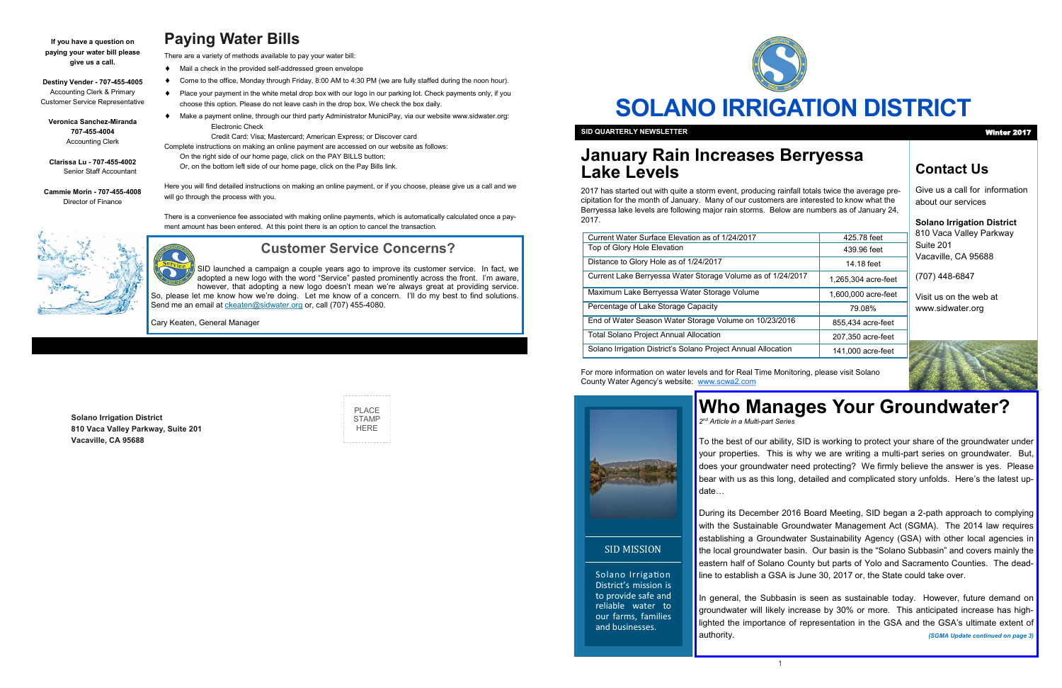If you have a question on paying your water bill please give us a call.

**Destiny Vender - 707-455-4005**
Accounting Clerk & Primary Customer Service Representative

**Veronica Sanchez-Miranda 707-455-4004**
Accounting Clerk

**Clarissa Lu - 707-455-4002**
Senior Staff Accountant

**Cammie Morin - 707-455-4008**
Director of Finance

## Paying Water Bills

There are a variety of methods available to pay your water bill:

- Mail a check in the provided self-addressed green envelope
- Come to the office, Monday through Friday, 8:00 AM to 4:30 PM (we are fully staffed during the noon hour).
- Place your payment in the white metal drop box with our logo in our parking lot. Check payments only, if you choose this option. Please do not leave cash in the drop box. We check the box daily.
- Make a payment online, through our third party Administrator MuniciPay, via our website www.sidwater.org:
  - Electronic Check
  - Credit Card: Visa; Mastercard; American Express; or Discover card

Complete instructions on making an online payment are accessed on our website as follows:
On the right side of our home page, click on the PAY BILLS button;
Or, on the bottom left side of our home page, click on the Pay Bills link.

Here you will find detailed instructions on making an online payment, or if you choose, please give us a call and we will go through the process with you.

There is a convenience fee associated with making online payments, which is automatically calculated once a payment amount has been entered. At this point there is an option to cancel the transaction.

## Customer Service Concerns?

SID launched a campaign a couple years ago to improve its customer service. In fact, we adopted a new logo with the word "Service" pasted prominently across the front. I'm aware, however, that adopting a new logo doesn't mean we're always great at providing service. So, please let me know how we're doing. Let me know of a concern. I'll do my best to find solutions. Send me an email at ckeaten@sidwater.org or, call (707) 455-4080.

Cary Keaten, General Manager

**Solano Irrigation District**
**810 Vaca Valley Parkway, Suite 201**
**Vacaville, CA 95688**

PLACE STAMP HERE

# SOLANO IRRIGATION DISTRICT

**SID QUARTERLY NEWSLETTER** — **Winter 2017**

## January Rain Increases Berryessa Lake Levels

2017 has started out with quite a storm event, producing rainfall totals twice the average precipitation for the month of January. Many of our customers are interested to know what the Berryessa lake levels are following major rain storms. Below are numbers as of January 24, 2017.

| | |
|---|---|
| Current Water Surface Elevation as of 1/24/2017 | 425.78 feet |
| Top of Glory Hole Elevation | 439.96 feet |
| Distance to Glory Hole as of 1/24/2017 | 14.18 feet |
| Current Lake Berryessa Water Storage Volume as of 1/24/2017 | 1,265,304 acre-feet |
| Maximum Lake Berryessa Water Storage Volume | 1,600,000 acre-feet |
| Percentage of Lake Storage Capacity | 79.08% |
| End of Water Season Water Storage Volume on 10/23/2016 | 855,434 acre-feet |
| Total Solano Project Annual Allocation | 207,350 acre-feet |
| Solano Irrigation District's Solano Project Annual Allocation | 141,000 acre-feet |

For more information on water levels and for Real Time Monitoring, please visit Solano County Water Agency's website: www.scwa2.com

## Contact Us

Give us a call for information about our services

**Solano Irrigation District**
810 Vaca Valley Parkway
Suite 201
Vacaville, CA 95688

(707) 448-6847

Visit us on the web at www.sidwater.org

### SID MISSION

Solano Irrigation District's mission is to provide safe and reliable water to our farms, families and businesses.

## Who Manages Your Groundwater?

*2nd Article in a Multi-part Series*

To the best of our ability, SID is working to protect your share of the groundwater under your properties. This is why we are writing a multi-part series on groundwater. But, does your groundwater need protecting? We firmly believe the answer is yes. Please bear with us as this long, detailed and complicated story unfolds. Here's the latest update…

During its December 2016 Board Meeting, SID began a 2-path approach to complying with the Sustainable Groundwater Management Act (SGMA). The 2014 law requires establishing a Groundwater Sustainability Agency (GSA) with other local agencies in the local groundwater basin. Our basin is the "Solano Subbasin" and covers mainly the eastern half of Solano County but parts of Yolo and Sacramento Counties. The deadline to establish a GSA is June 30, 2017 or, the State could take over.

In general, the Subbasin is seen as sustainable today. However, future demand on groundwater will likely increase by 30% or more. This anticipated increase has highlighted the importance of representation in the GSA and the GSA's ultimate extent of authority.

*(SGMA Update continued on page 3)*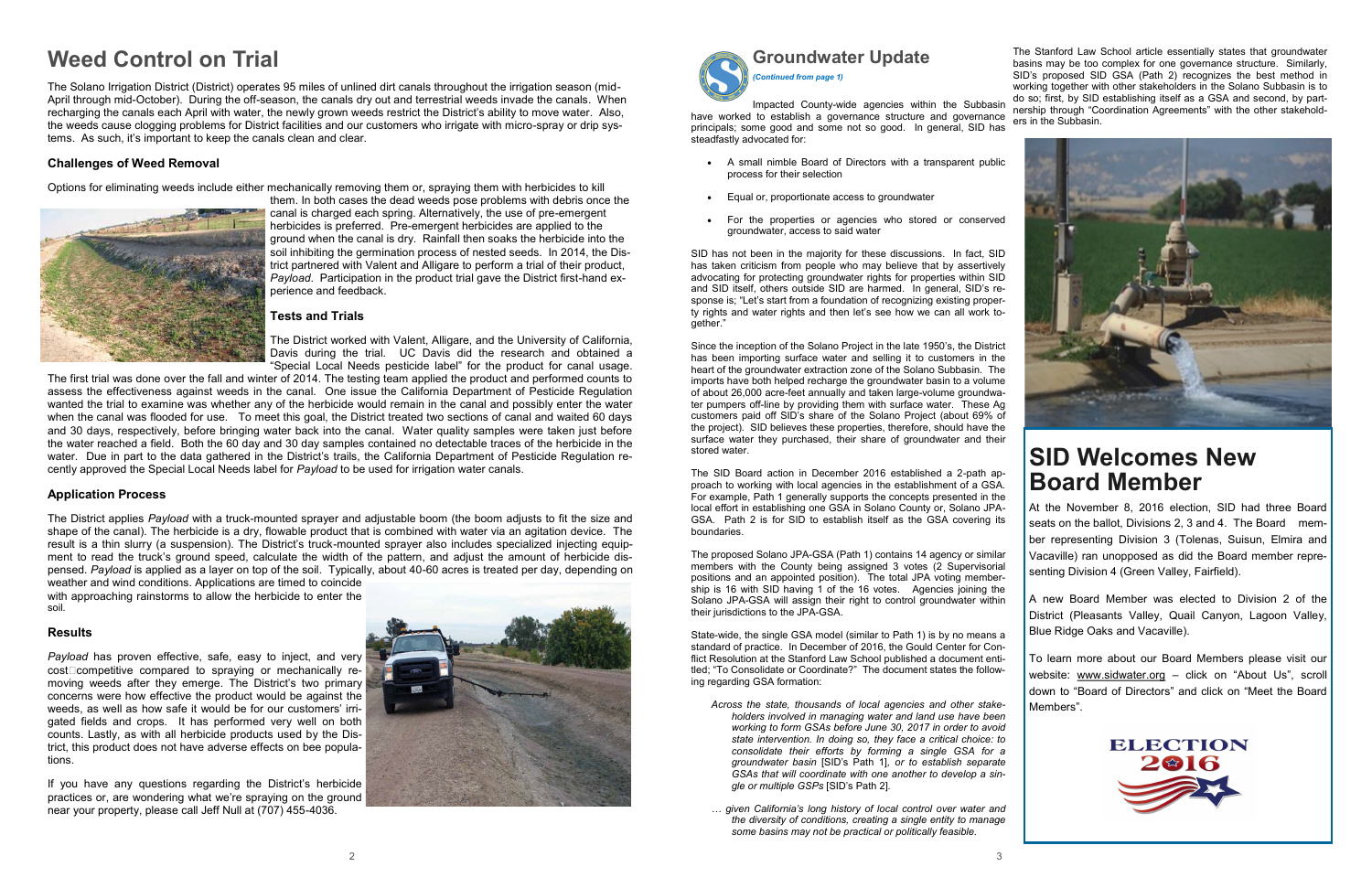# Weed Control on Trial

The Solano Irrigation District (District) operates 95 miles of unlined dirt canals throughout the irrigation season (mid-April through mid-October). During the off-season, the canals dry out and terrestrial weeds invade the canals. When recharging the canals each April with water, the newly grown weeds restrict the District's ability to move water. Also, the weeds cause clogging problems for District facilities and our customers who irrigate with micro-spray or drip systems. As such, it's important to keep the canals clean and clear.

### Challenges of Weed Removal

Options for eliminating weeds include either mechanically removing them or, spraying them with herbicides to kill them. In both cases the dead weeds pose problems with debris once the canal is charged each spring. Alternatively, the use of pre-emergent herbicides is preferred. Pre-emergent herbicides are applied to the ground when the canal is dry. Rainfall then soaks the herbicide into the soil inhibiting the germination process of nested seeds. In 2014, the District partnered with Valent and Alligare to perform a trial of their product, *Payload*. Participation in the product trial gave the District first-hand experience and feedback.

### Tests and Trials

The District worked with Valent, Alligare, and the University of California, Davis during the trial. UC Davis did the research and obtained a "Special Local Needs pesticide label" for the product for canal usage. The first trial was done over the fall and winter of 2014. The testing team applied the product and performed counts to assess the effectiveness against weeds in the canal. One issue the California Department of Pesticide Regulation wanted the trial to examine was whether any of the herbicide would remain in the canal and possibly enter the water when the canal was flooded for use. To meet this goal, the District treated two sections of canal and waited 60 days and 30 days, respectively, before bringing water back into the canal. Water quality samples were taken just before the water reached a field. Both the 60 day and 30 day samples contained no detectable traces of the herbicide in the water. Due in part to the data gathered in the District's trails, the California Department of Pesticide Regulation recently approved the Special Local Needs label for *Payload* to be used for irrigation water canals.

### Application Process

The District applies *Payload* with a truck-mounted sprayer and adjustable boom (the boom adjusts to fit the size and shape of the canal). The herbicide is a dry, flowable product that is combined with water via an agitation device. The result is a thin slurry (a suspension). The District's truck-mounted sprayer also includes specialized injecting equipment to read the truck's ground speed, calculate the width of the pattern, and adjust the amount of herbicide dispensed. *Payload* is applied as a layer on top of the soil. Typically, about 40-60 acres is treated per day, depending on weather and wind conditions. Applications are timed to coincide with approaching rainstorms to allow the herbicide to enter the soil.

### Results

*Payload* has proven effective, safe, easy to inject, and very cost-competitive compared to spraying or mechanically removing weeds after they emerge. The District's two primary concerns were how effective the product would be against the weeds, as well as how safe it would be for our customers' irrigated fields and crops. It has performed very well on both counts. Lastly, as with all herbicide products used by the District, this product does not have adverse effects on bee populations.

If you have any questions regarding the District's herbicide practices or, are wondering what we're spraying on the ground near your property, please call Jeff Null at (707) 455-4036.

## Groundwater Update

*(Continued from page 1)*

Impacted County-wide agencies within the Subbasin have worked to establish a governance structure and governance principals; some good and some not so good. In general, SID has steadfastly advocated for:

- A small nimble Board of Directors with a transparent public process for their selection
- Equal or, proportionate access to groundwater
- For the properties or agencies who stored or conserved groundwater, access to said water

SID has not been in the majority for these discussions. In fact, SID has taken criticism from people who may believe that by assertively advocating for protecting groundwater rights for properties within SID and SID itself, others outside SID are harmed. In general, SID's response is; "Let's start from a foundation of recognizing existing property rights and water rights and then let's see how we can all work together."

Since the inception of the Solano Project in the late 1950's, the District has been importing surface water and selling it to customers in the heart of the groundwater extraction zone of the Solano Subbasin. The imports have both helped recharge the groundwater basin to a volume of about 26,000 acre-feet annually and taken large-volume groundwater pumpers off-line by providing them with surface water. These Ag customers paid off SID's share of the Solano Project (about 69% of the project). SID believes these properties, therefore, should have the surface water they purchased, their share of groundwater and their stored water.

The SID Board action in December 2016 established a 2-path approach to working with local agencies in the establishment of a GSA. For example, Path 1 generally supports the concepts presented in the local effort in establishing one GSA in Solano County or, Solano JPA-GSA. Path 2 is for SID to establish itself as the GSA covering its boundaries.

The proposed Solano JPA-GSA (Path 1) contains 14 agency or similar members with the County being assigned 3 votes (2 Supervisorial positions and an appointed position). The total JPA voting membership is 16 with SID having 1 of the 16 votes. Agencies joining the Solano JPA-GSA will assign their right to control groundwater within their jurisdictions to the JPA-GSA.

State-wide, the single GSA model (similar to Path 1) is by no means a standard of practice. In December of 2016, the Gould Center for Conflict Resolution at the Stanford Law School published a document entitled; "To Consolidate or Coordinate?" The document states the following regarding GSA formation:

> *Across the state, thousands of local agencies and other stakeholders involved in managing water and land use have been working to form GSAs before June 30, 2017 in order to avoid state intervention. In doing so, they face a critical choice: to consolidate their efforts by forming a single GSA for a groundwater basin* [SID's Path 1], *or to establish separate GSAs that will coordinate with one another to develop a single GSP or multiple GSPs* [SID's Path 2].
>
> *… given California's long history of local control over water and the diversity of conditions, creating a single entity to manage some basins may not be practical or politically feasible.*

The Stanford Law School article essentially states that groundwater basins may be too complex for one governance structure. Similarly, SID's proposed SID GSA (Path 2) recognizes the best method in working together with other stakeholders in the Solano Subbasin is to do so; first, by SID establishing itself as a GSA and second, by partnership through "Coordination Agreements" with the other stakeholders in the Subbasin.

# SID Welcomes New Board Member

At the November 8, 2016 election, SID had three Board seats on the ballot, Divisions 2, 3 and 4. The Board member representing Division 3 (Tolenas, Suisun, Elmira and Vacaville) ran unopposed as did the Board member representing Division 4 (Green Valley, Fairfield).

A new Board Member was elected to Division 2 of the District (Pleasants Valley, Quail Canyon, Lagoon Valley, Blue Ridge Oaks and Vacaville).

To learn more about our Board Members please visit our website: www.sidwater.org – click on "About Us", scroll down to "Board of Directors" and click on "Meet the Board Members".

ELECTION 2016